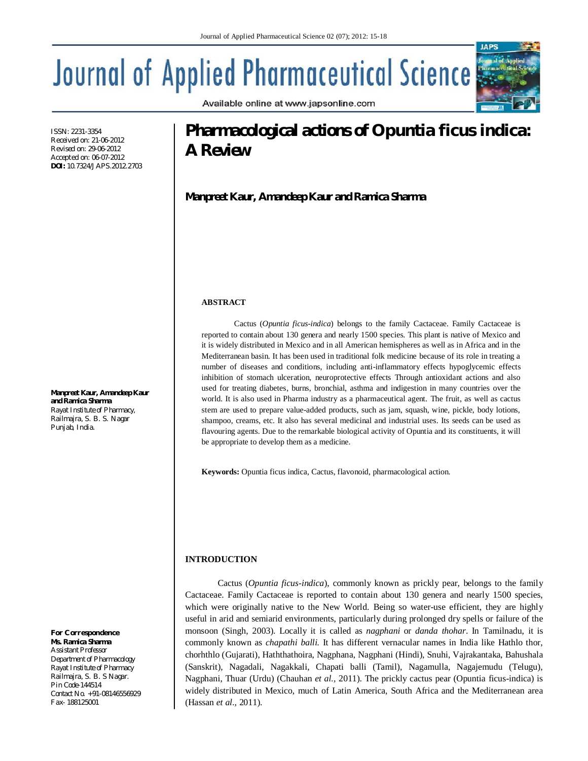# Journal of Applied Pharmaceutical Science

Available online at www.japsonline.com

ISSN: 2231-3354
Received on: 21-06-2012
Revised on: 29-06-2012
Accepted on: 06-07-2012
**DOI:** 10.7324/JAPS.2012.2703

# Pharmacological actions of Opuntia ficus indica: A Review

**Manpreet Kaur, Amandeep Kaur and Ramica Sharma**

**Manpreet Kaur, Amandeep Kaur and Ramica Sharma**
Rayat Institute of Pharmacy,
Railmajra, S. B. S. Nagar
Punjab, India.

**For Correspondence**
**Ms. Ramica Sharma**
Assistant Professor
Department of Pharmacology
Rayat Institute of Pharmacy
Railmajra, S. B. S Nagar.
Pin Code-144514
Contact No. +91-08146556929
Fax- 188125001

## ABSTRACT

Cactus (*Opuntia ficus-indica*) belongs to the family Cactaceae. Family Cactaceae is reported to contain about 130 genera and nearly 1500 species. This plant is native of Mexico and it is widely distributed in Mexico and in all American hemispheres as well as in Africa and in the Mediterranean basin. It has been used in traditional folk medicine because of its role in treating a number of diseases and conditions, including anti-inflammatory effects hypoglycemic effects inhibition of stomach ulceration, neuroprotective effects Through antioxidant actions and also used for treating diabetes, burns, bronchial, asthma and indigestion in many countries over the world. It is also used in Pharma industry as a pharmaceutical agent. The fruit, as well as cactus stem are used to prepare value-added products, such as jam, squash, wine, pickle, body lotions, shampoo, creams, etc. It also has several medicinal and industrial uses. Its seeds can be used as flavouring agents. Due to the remarkable biological activity of Opuntia and its constituents, it will be appropriate to develop them as a medicine.

**Keywords:** Opuntia ficus indica, Cactus, flavonoid, pharmacological action.

## INTRODUCTION

Cactus (*Opuntia ficus-indica*), commonly known as prickly pear, belongs to the family Cactaceae. Family Cactaceae is reported to contain about 130 genera and nearly 1500 species, which were originally native to the New World. Being so water-use efficient, they are highly useful in arid and semiarid environments, particularly during prolonged dry spells or failure of the monsoon (Singh, 2003). Locally it is called as *nagphani* or *danda thohar*. In Tamilnadu, it is commonly known as *chapathi balli.* It has different vernacular names in India like Hathlo thor, chorhthlo (Gujarati), Haththathoira, Nagphana, Nagphani (Hindi), Snuhi, Vajrakantaka, Bahushala (Sanskrit), Nagadali, Nagakkali, Chapati balli (Tamil), Nagamulla, Nagajemudu (Telugu), Nagphani, Thuar (Urdu) (Chauhan *et al.*, 2011). The prickly cactus pear (Opuntia ficus-indica) is widely distributed in Mexico, much of Latin America, South Africa and the Mediterranean area (Hassan *et al.,* 2011).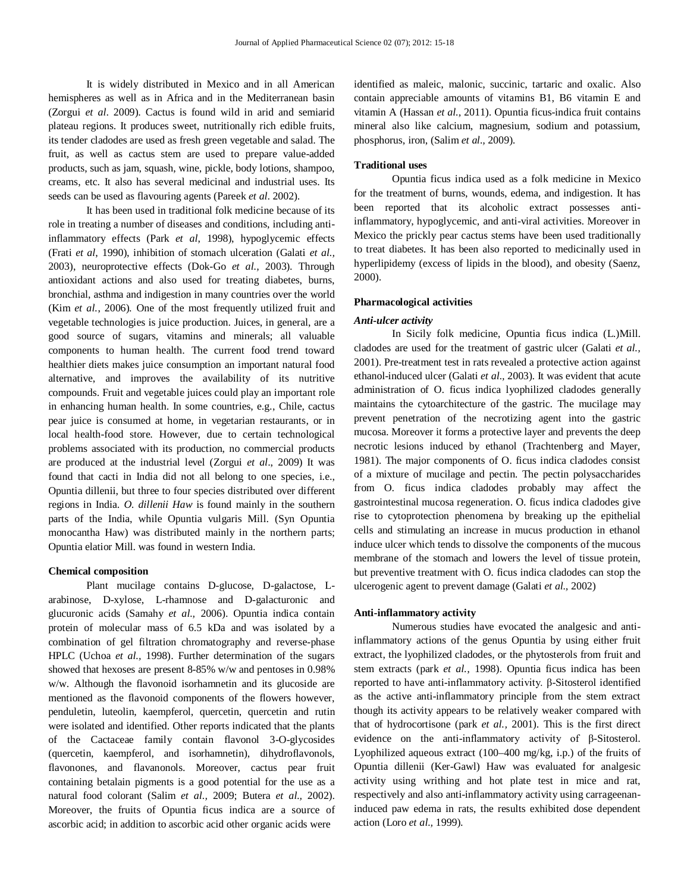It is widely distributed in Mexico and in all American hemispheres as well as in Africa and in the Mediterranean basin (Zorgui *et al*. 2009). Cactus is found wild in arid and semiarid plateau regions. It produces sweet, nutritionally rich edible fruits, its tender cladodes are used as fresh green vegetable and salad. The fruit, as well as cactus stem are used to prepare value-added products, such as jam, squash, wine, pickle, body lotions, shampoo, creams, etc. It also has several medicinal and industrial uses. Its seeds can be used as flavouring agents (Pareek *et al*. 2002).

It has been used in traditional folk medicine because of its role in treating a number of diseases and conditions, including anti-inflammatory effects (Park *et al*, 1998), hypoglycemic effects (Frati *et al*, 1990), inhibition of stomach ulceration (Galati *et al.,* 2003), neuroprotective effects (Dok-Go *et al.,* 2003). Through antioxidant actions and also used for treating diabetes, burns, bronchial, asthma and indigestion in many countries over the world (Kim *et al.,* 2006). One of the most frequently utilized fruit and vegetable technologies is juice production. Juices, in general, are a good source of sugars, vitamins and minerals; all valuable components to human health. The current food trend toward healthier diets makes juice consumption an important natural food alternative, and improves the availability of its nutritive compounds. Fruit and vegetable juices could play an important role in enhancing human health. In some countries, e.g., Chile, cactus pear juice is consumed at home, in vegetarian restaurants, or in local health-food store. However, due to certain technological problems associated with its production, no commercial products are produced at the industrial level (Zorgui *et al*., 2009) It was found that cacti in India did not all belong to one species, i.e., Opuntia dillenii, but three to four species distributed over different regions in India. *O. dillenii Haw* is found mainly in the southern parts of the India, while Opuntia vulgaris Mill. (Syn Opuntia monocantha Haw) was distributed mainly in the northern parts; Opuntia elatior Mill. was found in western India.

## Chemical composition

Plant mucilage contains D-glucose, D-galactose, L-arabinose, D-xylose, L-rhamnose and D-galacturonic and glucuronic acids (Samahy *et al.,* 2006). Opuntia indica contain protein of molecular mass of 6.5 kDa and was isolated by a combination of gel filtration chromatography and reverse-phase HPLC (Uchoa *et al.,* 1998). Further determination of the sugars showed that hexoses are present 8-85% w/w and pentoses in 0.98% w/w. Although the flavonoid isorhamnetin and its glucoside are mentioned as the flavonoid components of the flowers however, penduletin, luteolin, kaempferol, quercetin, quercetin and rutin were isolated and identified. Other reports indicated that the plants of the Cactaceae family contain flavonol 3-O-glycosides (quercetin, kaempferol, and isorhamnetin), dihydroflavonols, flavonones, and flavanonols. Moreover, cactus pear fruit containing betalain pigments is a good potential for the use as a natural food colorant (Salim *et al.,* 2009; Butera *et al.,* 2002). Moreover, the fruits of Opuntia ficus indica are a source of ascorbic acid; in addition to ascorbic acid other organic acids were identified as maleic, malonic, succinic, tartaric and oxalic. Also contain appreciable amounts of vitamins B1, B6 vitamin E and vitamin A (Hassan *et al.,* 2011). Opuntia ficus-indica fruit contains mineral also like calcium, magnesium, sodium and potassium, phosphorus, iron, (Salim *et al*., 2009).

## Traditional uses

Opuntia ficus indica used as a folk medicine in Mexico for the treatment of burns, wounds, edema, and indigestion. It has been reported that its alcoholic extract possesses anti-inflammatory, hypoglycemic, and anti-viral activities. Moreover in Mexico the prickly pear cactus stems have been used traditionally to treat diabetes. It has been also reported to medicinally used in hyperlipidemy (excess of lipids in the blood), and obesity (Saenz, 2000).

## Pharmacological activities

### *Anti-ulcer activity*

In Sicily folk medicine, Opuntia ficus indica (L.)Mill. cladodes are used for the treatment of gastric ulcer (Galati *et al.,* 2001). Pre-treatment test in rats revealed a protective action against ethanol-induced ulcer (Galati *et al*., 2003). It was evident that acute administration of O. ficus indica lyophilized cladodes generally maintains the cytoarchitecture of the gastric. The mucilage may prevent penetration of the necrotizing agent into the gastric mucosa. Moreover it forms a protective layer and prevents the deep necrotic lesions induced by ethanol (Trachtenberg and Mayer, 1981). The major components of O. ficus indica cladodes consist of a mixture of mucilage and pectin. The pectin polysaccharides from O. ficus indica cladodes probably may affect the gastrointestinal mucosa regeneration. O. ficus indica cladodes give rise to cytoprotection phenomena by breaking up the epithelial cells and stimulating an increase in mucus production in ethanol induce ulcer which tends to dissolve the components of the mucous membrane of the stomach and lowers the level of tissue protein, but preventive treatment with O. ficus indica cladodes can stop the ulcerogenic agent to prevent damage (Galati *et al.,* 2002)

## Anti-inflammatory activity

Numerous studies have evocated the analgesic and anti-inflammatory actions of the genus Opuntia by using either fruit extract, the lyophilized cladodes, or the phytosterols from fruit and stem extracts (park *et al.,* 1998). Opuntia ficus indica has been reported to have anti-inflammatory activity. β-Sitosterol identified as the active anti-inflammatory principle from the stem extract though its activity appears to be relatively weaker compared with that of hydrocortisone (park *et al.,* 2001). This is the first direct evidence on the anti-inflammatory activity of β-Sitosterol. Lyophilized aqueous extract (100–400 mg/kg, i.p.) of the fruits of Opuntia dillenii (Ker-Gawl) Haw was evaluated for analgesic activity using writhing and hot plate test in mice and rat, respectively and also anti-inflammatory activity using carrageenan-induced paw edema in rats, the results exhibited dose dependent action (Loro *et al.,* 1999).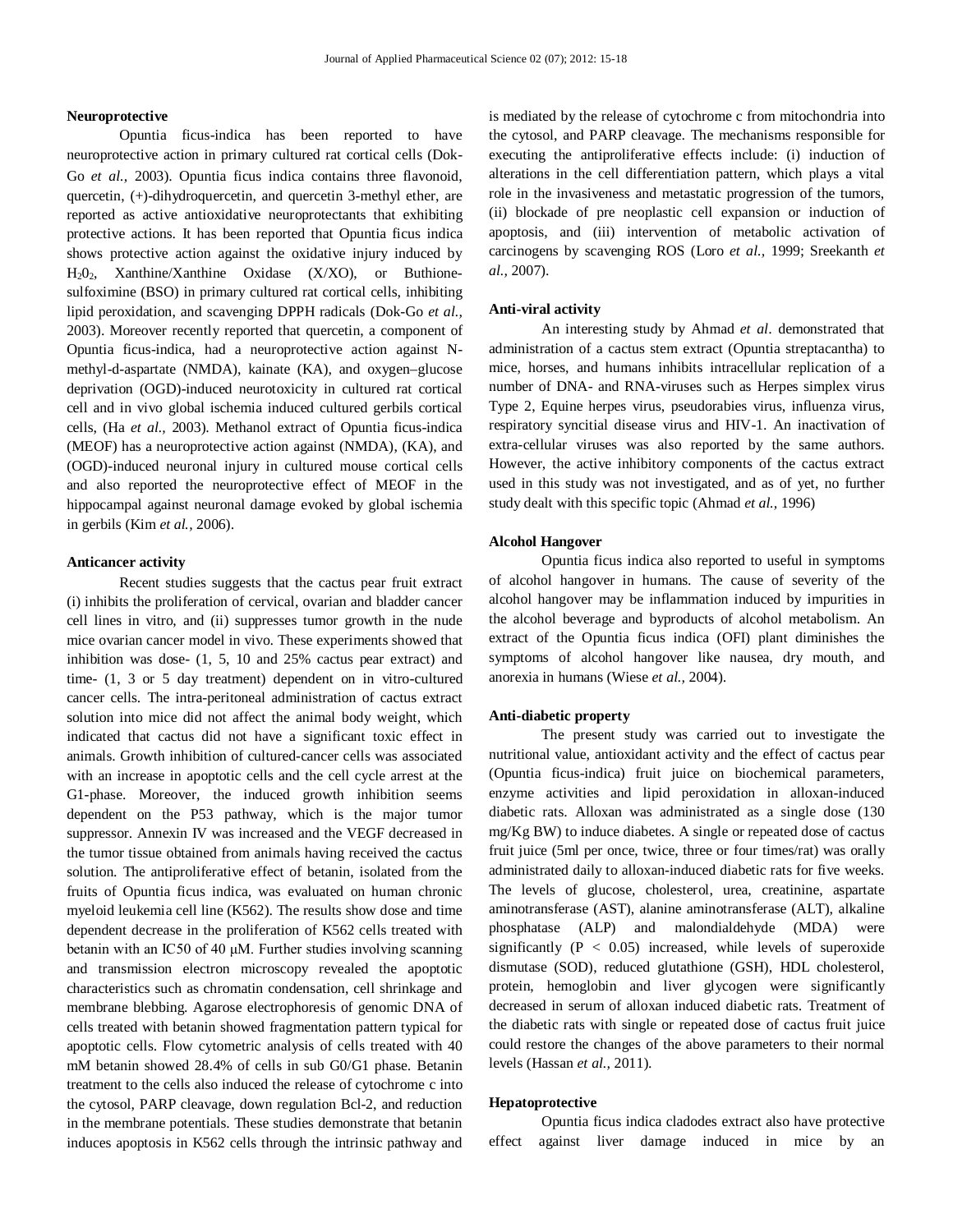### Neuroprotective

Opuntia ficus-indica has been reported to have neuroprotective action in primary cultured rat cortical cells (Dok-Go *et al.,* 2003). Opuntia ficus indica contains three flavonoid, quercetin, (+)-dihydroquercetin, and quercetin 3-methyl ether, are reported as active antioxidative neuroprotectants that exhibiting protective actions. It has been reported that Opuntia ficus indica shows protective action against the oxidative injury induced by $H_2O_2$, Xanthine/Xanthine Oxidase (X/XO), or Buthione-sulfoximine (BSO) in primary cultured rat cortical cells, inhibiting lipid peroxidation, and scavenging DPPH radicals (Dok-Go *et al.,* 2003). Moreover recently reported that quercetin, a component of Opuntia ficus-indica, had a neuroprotective action against N-methyl-d-aspartate (NMDA), kainate (KA), and oxygen–glucose deprivation (OGD)-induced neurotoxicity in cultured rat cortical cell and in vivo global ischemia induced cultured gerbils cortical cells, (Ha *et al.,* 2003). Methanol extract of Opuntia ficus-indica (MEOF) has a neuroprotective action against (NMDA), (KA), and (OGD)-induced neuronal injury in cultured mouse cortical cells and also reported the neuroprotective effect of MEOF in the hippocampal against neuronal damage evoked by global ischemia in gerbils (Kim *et al.,* 2006).

### Anticancer activity

Recent studies suggests that the cactus pear fruit extract (i) inhibits the proliferation of cervical, ovarian and bladder cancer cell lines in vitro, and (ii) suppresses tumor growth in the nude mice ovarian cancer model in vivo. These experiments showed that inhibition was dose- (1, 5, 10 and 25% cactus pear extract) and time- (1, 3 or 5 day treatment) dependent on in vitro-cultured cancer cells. The intra-peritoneal administration of cactus extract solution into mice did not affect the animal body weight, which indicated that cactus did not have a significant toxic effect in animals. Growth inhibition of cultured-cancer cells was associated with an increase in apoptotic cells and the cell cycle arrest at the G1-phase. Moreover, the induced growth inhibition seems dependent on the P53 pathway, which is the major tumor suppressor. Annexin IV was increased and the VEGF decreased in the tumor tissue obtained from animals having received the cactus solution. The antiproliferative effect of betanin, isolated from the fruits of Opuntia ficus indica, was evaluated on human chronic myeloid leukemia cell line (K562). The results show dose and time dependent decrease in the proliferation of K562 cells treated with betanin with an IC50 of 40 μM. Further studies involving scanning and transmission electron microscopy revealed the apoptotic characteristics such as chromatin condensation, cell shrinkage and membrane blebbing. Agarose electrophoresis of genomic DNA of cells treated with betanin showed fragmentation pattern typical for apoptotic cells. Flow cytometric analysis of cells treated with 40 mM betanin showed 28.4% of cells in sub G0/G1 phase. Betanin treatment to the cells also induced the release of cytochrome c into the cytosol, PARP cleavage, down regulation Bcl-2, and reduction in the membrane potentials. These studies demonstrate that betanin induces apoptosis in K562 cells through the intrinsic pathway and is mediated by the release of cytochrome c from mitochondria into the cytosol, and PARP cleavage. The mechanisms responsible for executing the antiproliferative effects include: (i) induction of alterations in the cell differentiation pattern, which plays a vital role in the invasiveness and metastatic progression of the tumors, (ii) blockade of pre neoplastic cell expansion or induction of apoptosis, and (iii) intervention of metabolic activation of carcinogens by scavenging ROS (Loro *et al.,* 1999; Sreekanth *et al.,* 2007).

### Anti-viral activity

An interesting study by Ahmad *et al*. demonstrated that administration of a cactus stem extract (Opuntia streptacantha) to mice, horses, and humans inhibits intracellular replication of a number of DNA- and RNA-viruses such as Herpes simplex virus Type 2, Equine herpes virus, pseudorabies virus, influenza virus, respiratory syncitial disease virus and HIV-1. An inactivation of extra-cellular viruses was also reported by the same authors. However, the active inhibitory components of the cactus extract used in this study was not investigated, and as of yet, no further study dealt with this specific topic (Ahmad *et al.,* 1996)

### Alcohol Hangover

Opuntia ficus indica also reported to useful in symptoms of alcohol hangover in humans. The cause of severity of the alcohol hangover may be inflammation induced by impurities in the alcohol beverage and byproducts of alcohol metabolism. An extract of the Opuntia ficus indica (OFI) plant diminishes the symptoms of alcohol hangover like nausea, dry mouth, and anorexia in humans (Wiese *et al.,* 2004).

### Anti-diabetic property

The present study was carried out to investigate the nutritional value, antioxidant activity and the effect of cactus pear (Opuntia ficus-indica) fruit juice on biochemical parameters, enzyme activities and lipid peroxidation in alloxan-induced diabetic rats. Alloxan was administrated as a single dose (130 mg/Kg BW) to induce diabetes. A single or repeated dose of cactus fruit juice (5ml per once, twice, three or four times/rat) was orally administrated daily to alloxan-induced diabetic rats for five weeks. The levels of glucose, cholesterol, urea, creatinine, aspartate aminotransferase (AST), alanine aminotransferase (ALT), alkaline phosphatase (ALP) and malondialdehyde (MDA) were significantly ($P < 0.05$) increased, while levels of superoxide dismutase (SOD), reduced glutathione (GSH), HDL cholesterol, protein, hemoglobin and liver glycogen were significantly decreased in serum of alloxan induced diabetic rats. Treatment of the diabetic rats with single or repeated dose of cactus fruit juice could restore the changes of the above parameters to their normal levels (Hassan *et al.,* 2011).

### Hepatoprotective

Opuntia ficus indica cladodes extract also have protective effect against liver damage induced in mice by an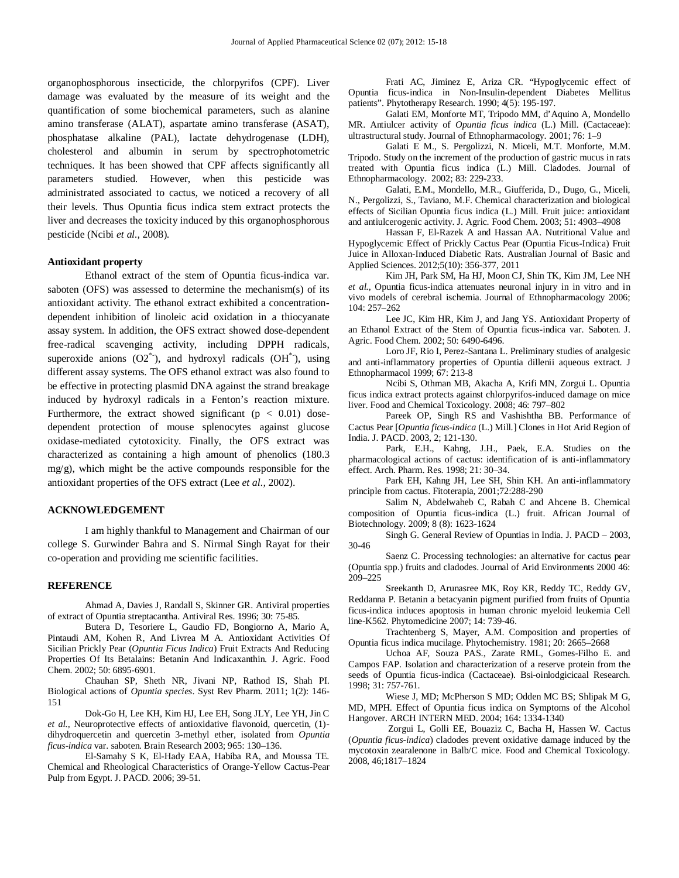organophosphorous insecticide, the chlorpyrifos (CPF). Liver damage was evaluated by the measure of its weight and the quantification of some biochemical parameters, such as alanine amino transferase (ALAT), aspartate amino transferase (ASAT), phosphatase alkaline (PAL), lactate dehydrogenase (LDH), cholesterol and albumin in serum by spectrophotometric techniques. It has been showed that CPF affects significantly all parameters studied. However, when this pesticide was administrated associated to cactus, we noticed a recovery of all their levels. Thus Opuntia ficus indica stem extract protects the liver and decreases the toxicity induced by this organophosphorous pesticide (Ncibi *et al.*, 2008).

### Antioxidant property

Ethanol extract of the stem of Opuntia ficus-indica var. saboten (OFS) was assessed to determine the mechanism(s) of its antioxidant activity. The ethanol extract exhibited a concentration-dependent inhibition of linoleic acid oxidation in a thiocyanate assay system. In addition, the OFS extract showed dose-dependent free-radical scavenging activity, including DPPH radicals, superoxide anions ($O2^{*-}$), and hydroxyl radicals ($OH^{*-}$), using different assay systems. The OFS ethanol extract was also found to be effective in protecting plasmid DNA against the strand breakage induced by hydroxyl radicals in a Fenton's reaction mixture. Furthermore, the extract showed significant ($p < 0.01$) dose-dependent protection of mouse splenocytes against glucose oxidase-mediated cytotoxicity. Finally, the OFS extract was characterized as containing a high amount of phenolics (180.3 mg/g), which might be the active compounds responsible for the antioxidant properties of the OFS extract (Lee *et al.,* 2002).

## ACKNOWLEDGEMENT

I am highly thankful to Management and Chairman of our college S. Gurwinder Bahra and S. Nirmal Singh Rayat for their co-operation and providing me scientific facilities.

## REFERENCE

Ahmad A, Davies J, Randall S, Skinner GR. Antiviral properties of extract of Opuntia streptacantha. Antiviral Res. 1996; 30: 75-85.

Butera D, Tesoriere L, Gaudio FD, Bongiorno A, Mario A, Pintaudi AM, Kohen R, And Livrea M A. Antioxidant Activities Of Sicilian Prickly Pear (*Opuntia Ficus Indica*) Fruit Extracts And Reducing Properties Of Its Betalains: Betanin And Indicaxanthin. J. Agric. Food Chem. 2002; 50: 6895-6901.

Chauhan SP, Sheth NR, Jivani NP, Rathod IS, Shah PI. Biological actions of *Opuntia species*. Syst Rev Pharm. 2011; 1(2): 146-151

Dok-Go H, Lee KH, Kim HJ, Lee EH, Song JLY, Lee YH, Jin C *et al.,* Neuroprotective effects of antioxidative flavonoid, quercetin, (1)-dihydroquercetin and quercetin 3-methyl ether, isolated from *Opuntia ficus-indica* var. saboten. Brain Research 2003; 965: 130–136.

El-Samahy S K, El-Hady EAA, Habiba RA, and Moussa TE. Chemical and Rheological Characteristics of Orange-Yellow Cactus-Pear Pulp from Egypt. J. PACD. 2006; 39-51.

Frati AC, Jiminez E, Ariza CR. "Hypoglycemic effect of Opuntia ficus-indica in Non-Insulin-dependent Diabetes Mellitus patients". Phytotherapy Research. 1990; 4(5): 195-197.

Galati EM, Monforte MT, Tripodo MM, d'Aquino A, Mondello MR. Antiulcer activity of *Opuntia ficus indica* (L.) Mill. (Cactaceae): ultrastructural study. Journal of Ethnopharmacology. 2001; 76: 1–9

Galati E M., S. Pergolizzi, N. Miceli, M.T. Monforte, M.M. Tripodo. Study on the increment of the production of gastric mucus in rats treated with Opuntia ficus indica (L.) Mill. Cladodes. Journal of Ethnopharmacology. 2002; 83: 229-233.

Galati, E.M., Mondello, M.R., Giufferida, D., Dugo, G., Miceli, N., Pergolizzi, S., Taviano, M.F. Chemical characterization and biological effects of Sicilian Opuntia ficus indica (L.) Mill. Fruit juice: antioxidant and antiulcerogenic activity. J. Agric. Food Chem. 2003; 51: 4903–4908

Hassan F, El-Razek A and Hassan AA. Nutritional Value and Hypoglycemic Effect of Prickly Cactus Pear (Opuntia Ficus-Indica) Fruit Juice in Alloxan-Induced Diabetic Rats. Australian Journal of Basic and Applied Sciences. 2012;5(10): 356-377, 2011

Kim JH, Park SM, Ha HJ, Moon CJ, Shin TK, Kim JM, Lee NH *et al.,* Opuntia ficus-indica attenuates neuronal injury in in vitro and in vivo models of cerebral ischemia. Journal of Ethnopharmacology 2006; 104: 257–262

Lee JC, Kim HR, Kim J, and Jang YS. Antioxidant Property of an Ethanol Extract of the Stem of Opuntia ficus-indica var. Saboten. J. Agric. Food Chem. 2002; 50: 6490-6496.

Loro JF, Rio I, Perez-Santana L. Preliminary studies of analgesic and anti-inflammatory properties of Opuntia dillenii aqueous extract. J Ethnopharmacol 1999; 67: 213-8

Ncibi S, Othman MB, Akacha A, Krifi MN, Zorgui L. Opuntia ficus indica extract protects against chlorpyrifos-induced damage on mice liver. Food and Chemical Toxicology. 2008; 46: 797–802

Pareek OP, Singh RS and Vashishtha BB. Performance of Cactus Pear [*Opuntia ficus-indica* (L.) Mill.] Clones in Hot Arid Region of India. J. PACD. 2003, 2; 121-130.

Park, E.H., Kahng, J.H., Paek, E.A. Studies on the pharmacological actions of cactus: identification of is anti-inflammatory effect. Arch. Pharm. Res. 1998; 21: 30–34.

Park EH, Kahng JH, Lee SH, Shin KH. An anti-inflammatory principle from cactus. Fitoterapia, 2001;72:288-290

Salim N, Abdelwaheb C, Rabah C and Ahcene B. Chemical composition of Opuntia ficus-indica (L.) fruit. African Journal of Biotechnology. 2009; 8 (8): 1623-1624

Singh G. General Review of Opuntias in India. J. PACD – 2003, 30-46

Saenz C. Processing technologies: an alternative for cactus pear (Opuntia spp.) fruits and cladodes. Journal of Arid Environments 2000 46: 209–225

Sreekanth D, Arunasree MK, Roy KR, Reddy TC, Reddy GV, Reddanna P. Betanin a betacyanin pigment purified from fruits of Opuntia ficus-indica induces apoptosis in human chronic myeloid leukemia Cell line-K562. Phytomedicine 2007; 14: 739-46.

Trachtenberg S, Mayer, A.M. Composition and properties of Opuntia ficus indica mucilage. Phytochemistry. 1981; 20: 2665–2668

Uchoa AF, Souza PAS., Zarate RML, Gomes-Filho E. and Campos FAP. Isolation and characterization of a reserve protein from the seeds of Opuntia ficus-indica (Cactaceae). Bsi-oinlodgicicaal Research. 1998; 31: 757-761.

Wiese J, MD; McPherson S MD; Odden MC BS; Shlipak M G, MD, MPH. Effect of Opuntia ficus indica on Symptoms of the Alcohol Hangover. ARCH INTERN MED. 2004; 164: 1334-1340

Zorgui L, Golli EE, Bouaziz C, Bacha H, Hassen W. Cactus (*Opuntia ficus-indica*) cladodes prevent oxidative damage induced by the mycotoxin zearalenone in Balb/C mice. Food and Chemical Toxicology. 2008, 46;1817–1824